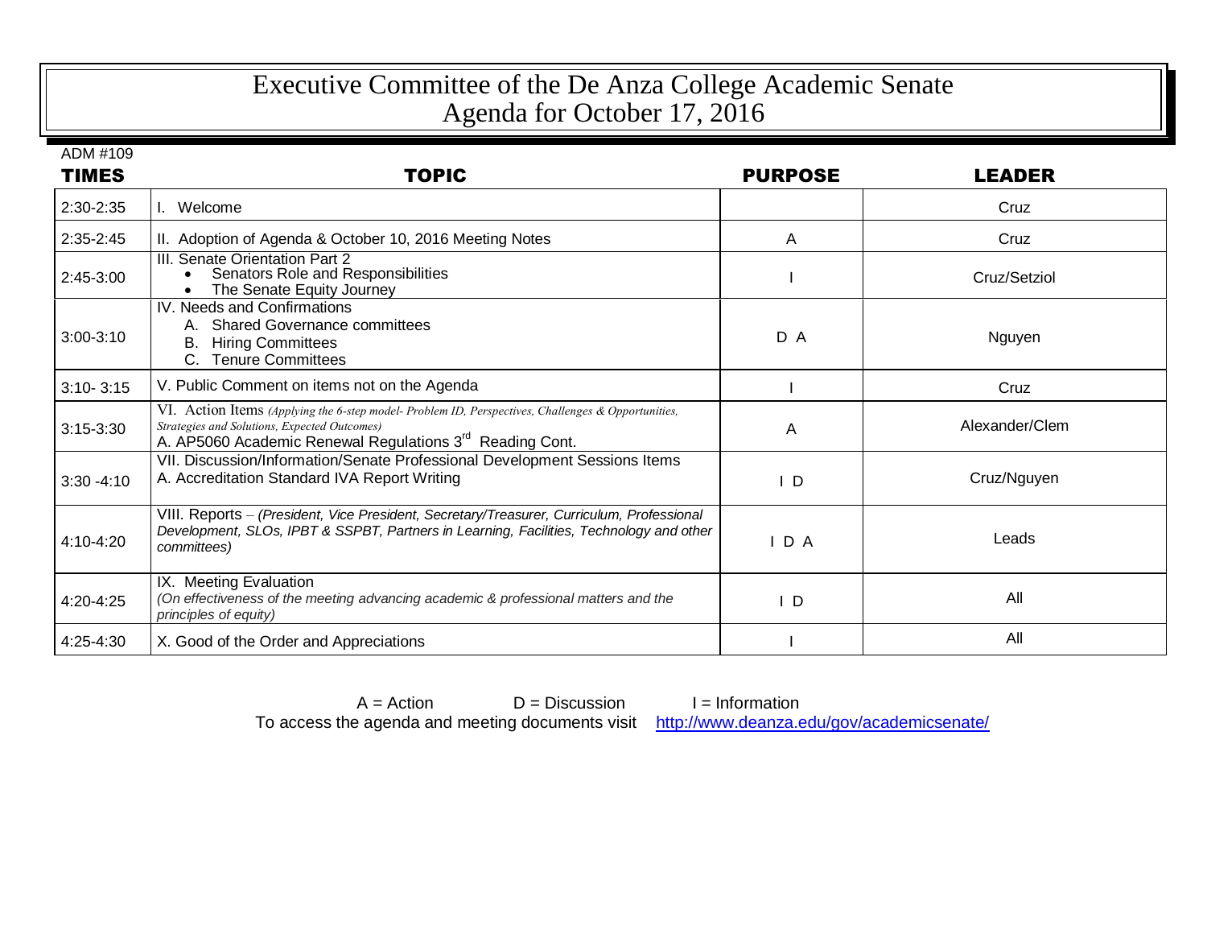# Executive Committee of the De Anza College Academic Senate
## Agenda for October 17, 2016

ADM #109

| TIMES | TOPIC | PURPOSE | LEADER |
|---|---|---|---|
| 2:30-2:35 | I. Welcome | | Cruz |
| 2:35-2:45 | II. Adoption of Agenda & October 10, 2016 Meeting Notes | A | Cruz |
| 2:45-3:00 | III. Senate Orientation Part 2<br>• Senators Role and Responsibilities<br>• The Senate Equity Journey | I | Cruz/Setziol |
| 3:00-3:10 | IV. Needs and Confirmations<br>A. Shared Governance committees<br>B. Hiring Committees<br>C. Tenure Committees | D A | Nguyen |
| 3:10- 3:15 | V. Public Comment on items not on the Agenda | I | Cruz |
| 3:15-3:30 | VI. Action Items *(Applying the 6-step model- Problem ID, Perspectives, Challenges & Opportunities, Strategies and Solutions, Expected Outcomes)*<br>A. AP5060 Academic Renewal Regulations 3rd Reading Cont. | A | Alexander/Clem |
| 3:30 -4:10 | VII. Discussion/Information/Senate Professional Development Sessions Items<br>A. Accreditation Standard IVA Report Writing | I D | Cruz/Nguyen |
| 4:10-4:20 | VIII. Reports – *(President, Vice President, Secretary/Treasurer, Curriculum, Professional Development, SLOs, IPBT & SSPBT, Partners in Learning, Facilities, Technology and other committees)* | I D A | Leads |
| 4:20-4:25 | IX. Meeting Evaluation<br>*(On effectiveness of the meeting advancing academic & professional matters and the principles of equity)* | I D | All |
| 4:25-4:30 | X. Good of the Order and Appreciations | I | All |

A = Action D = Discussion I = Information

To access the agenda and meeting documents visit http://www.deanza.edu/gov/academicsenate/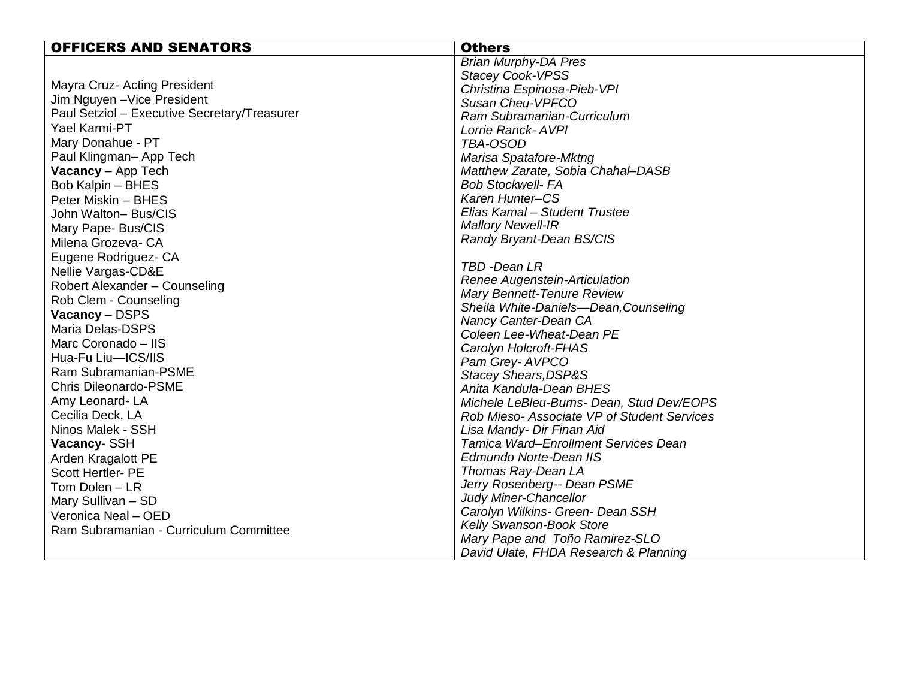| **OFFICERS AND SENATORS** | **Others** |
|---|---|
| | *Brian Murphy-DA Pres* |
| Mayra Cruz- Acting President | *Stacey Cook-VPSS* |
| Jim Nguyen –Vice President | *Christina Espinosa-Pieb-VPI* |
| Paul Setziol – Executive Secretary/Treasurer | *Susan Cheu-VPFCO* |
| Yael Karmi-PT | *Ram Subramanian-Curriculum* |
| Mary Donahue - PT | *Lorrie Ranck- AVPI* |
| Paul Klingman– App Tech | *TBA-OSOD* |
| **Vacancy** – App Tech | *Marisa Spatafore-Mktng* |
| Bob Kalpin – BHES | *Matthew Zarate, Sobia Chahal–DASB* |
| Peter Miskin – BHES | *Bob Stockwell- FA* |
| John Walton– Bus/CIS | *Karen Hunter–CS* |
| Mary Pape- Bus/CIS | *Elias Kamal – Student Trustee* |
| Milena Grozeva- CA | *Mallory Newell-IR* |
| Eugene Rodriguez- CA | *Randy Bryant-Dean BS/CIS* |
| Nellie Vargas-CD&E | |
| Robert Alexander – Counseling | *TBD -Dean LR* |
| Rob Clem - Counseling | *Renee Augenstein-Articulation* |
| **Vacancy** – DSPS | *Mary Bennett-Tenure Review* |
| Maria Delas-DSPS | *Sheila White-Daniels—Dean,Counseling* |
| Marc Coronado – IIS | *Nancy Canter-Dean CA* |
| Hua-Fu Liu—ICS/IIS | *Coleen Lee-Wheat-Dean PE* |
| Ram Subramanian-PSME | *Carolyn Holcroft-FHAS* |
| Chris Dileonardo-PSME | *Pam Grey- AVPCO* |
| Amy Leonard- LA | *Stacey Shears,DSP&S* |
| Cecilia Deck, LA | *Anita Kandula-Dean BHES* |
| Ninos Malek - SSH | *Michele LeBleu-Burns- Dean, Stud Dev/EOPS* |
| **Vacancy**- SSH | *Rob Mieso- Associate VP of Student Services* |
| Arden Kragalott PE | *Lisa Mandy- Dir Finan Aid* |
| Scott Hertler- PE | *Tamica Ward–Enrollment Services Dean* |
| Tom Dolen – LR | *Edmundo Norte-Dean IIS* |
| Mary Sullivan – SD | *Thomas Ray-Dean LA* |
| Veronica Neal – OED | *Jerry Rosenberg-- Dean PSME* |
| Ram Subramanian - Curriculum Committee | *Judy Miner-Chancellor* |
| | *Carolyn Wilkins- Green- Dean SSH* |
| | *Kelly Swanson-Book Store* |
| | *Mary Pape and Toño Ramirez-SLO* |
| | *David Ulate, FHDA Research & Planning* |